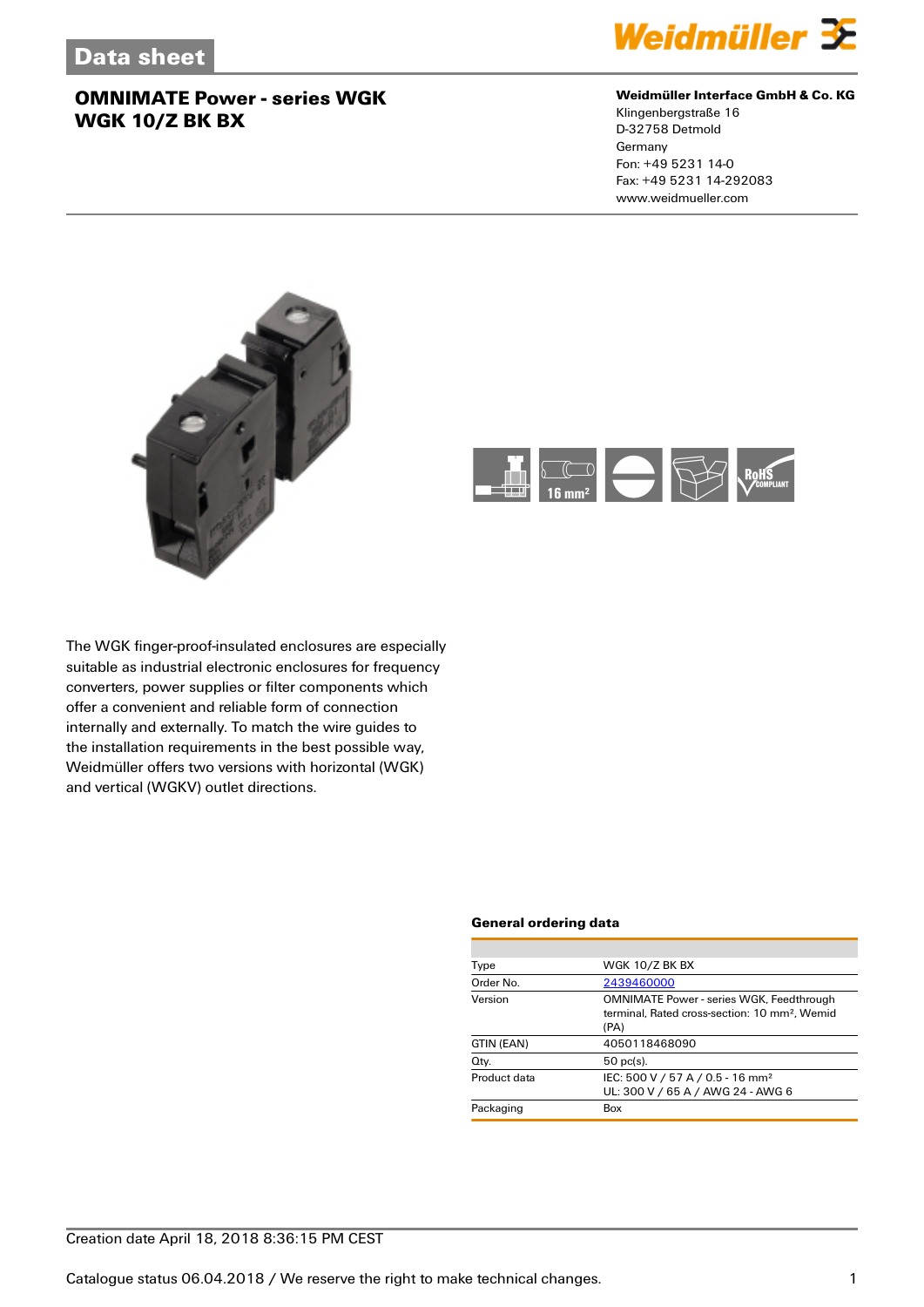Data sheet

# OMNIMATE Power - series WGK
# WGK 10/Z BK BX

**Weidmüller Interface GmbH & Co. KG**
Klingenbergstraße 16
D-32758 Detmold
Germany
Fon: +49 5231 14-0
Fax: +49 5231 14-292083
www.weidmueller.com

The WGK finger-proof-insulated enclosures are especially suitable as industrial electronic enclosures for frequency converters, power supplies or filter components which offer a convenient and reliable form of connection internally and externally. To match the wire guides to the installation requirements in the best possible way, Weidmüller offers two versions with horizontal (WGK) and vertical (WGKV) outlet directions.

### General ordering data

| | |
|---|---|
| Type | WGK 10/Z BK BX |
| Order No. | 2439460000 |
| Version | OMNIMATE Power - series WGK, Feedthrough terminal, Rated cross-section: 10 mm², Wemid (PA) |
| GTIN (EAN) | 4050118468090 |
| Qty. | 50 pc(s). |
| Product data | IEC: 500 V / 57 A / 0.5 - 16 mm²<br>UL: 300 V / 65 A / AWG 24 - AWG 6 |
| Packaging | Box |

Creation date April 18, 2018 8:36:15 PM CEST

Catalogue status 06.04.2018 / We reserve the right to make technical changes.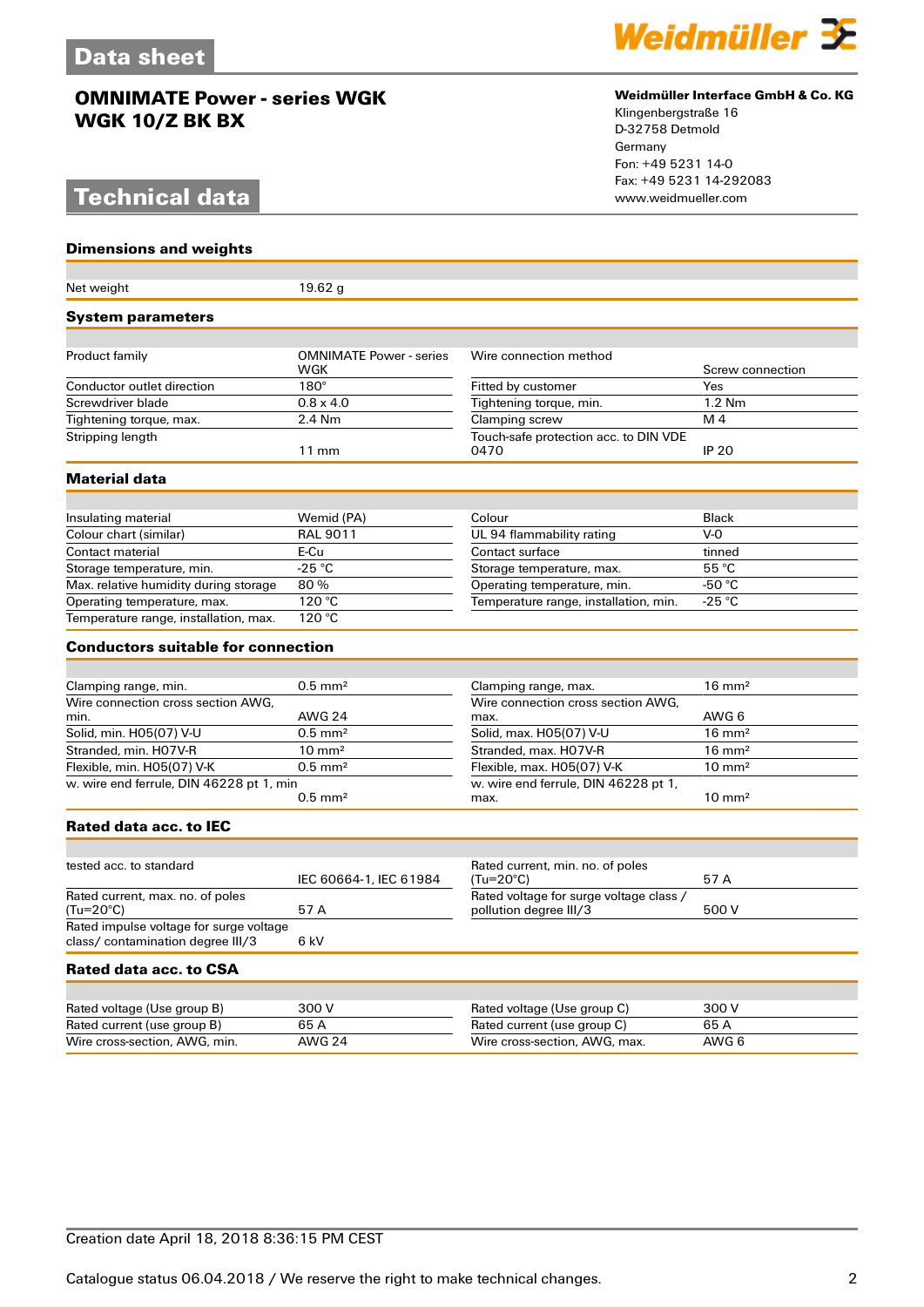# Data sheet

## OMNIMATE Power - series WGK
## WGK 10/Z BK BX

**Weidmüller Interface GmbH & Co. KG**
Klingenbergstraße 16
D-32758 Detmold
Germany
Fon: +49 5231 14-0
Fax: +49 5231 14-292083
www.weidmueller.com

# Technical data

### Dimensions and weights

| | |
|---|---|
| Net weight | 19.62 g |

### System parameters

| | | | |
|---|---|---|---|
| Product family | OMNIMATE Power - series WGK | Wire connection method | Screw connection |
| Conductor outlet direction | 180° | Fitted by customer | Yes |
| Screwdriver blade | 0.8 x 4.0 | Tightening torque, min. | 1.2 Nm |
| Tightening torque, max. | 2.4 Nm | Clamping screw | M 4 |
| Stripping length | 11 mm | Touch-safe protection acc. to DIN VDE 0470 | IP 20 |

### Material data

| | | | |
|---|---|---|---|
| Insulating material | Wemid (PA) | Colour | Black |
| Colour chart (similar) | RAL 9011 | UL 94 flammability rating | V-0 |
| Contact material | E-Cu | Contact surface | tinned |
| Storage temperature, min. | -25 °C | Storage temperature, max. | 55 °C |
| Max. relative humidity during storage | 80 % | Operating temperature, min. | -50 °C |
| Operating temperature, max. | 120 °C | Temperature range, installation, min. | -25 °C |
| Temperature range, installation, max. | 120 °C | | |

### Conductors suitable for connection

| | | | |
|---|---|---|---|
| Clamping range, min. | 0.5 mm² | Clamping range, max. | 16 mm² |
| Wire connection cross section AWG, min. | AWG 24 | Wire connection cross section AWG, max. | AWG 6 |
| Solid, min. H05(07) V-U | 0.5 mm² | Solid, max. H05(07) V-U | 16 mm² |
| Stranded, min. H07V-R | 10 mm² | Stranded, max. H07V-R | 16 mm² |
| Flexible, min. H05(07) V-K | 0.5 mm² | Flexible, max. H05(07) V-K | 10 mm² |
| w. wire end ferrule, DIN 46228 pt 1, min | 0.5 mm² | w. wire end ferrule, DIN 46228 pt 1, max. | 10 mm² |

### Rated data acc. to IEC

| | | | |
|---|---|---|---|
| tested acc. to standard | IEC 60664-1, IEC 61984 | Rated current, min. no. of poles (Tu=20°C) | 57 A |
| Rated current, max. no. of poles (Tu=20°C) | 57 A | Rated voltage for surge voltage class / pollution degree III/3 | 500 V |
| Rated impulse voltage for surge voltage class/ contamination degree III/3 | 6 kV | | |

### Rated data acc. to CSA

| | | | |
|---|---|---|---|
| Rated voltage (Use group B) | 300 V | Rated voltage (Use group C) | 300 V |
| Rated current (use group B) | 65 A | Rated current (use group C) | 65 A |
| Wire cross-section, AWG, min. | AWG 24 | Wire cross-section, AWG, max. | AWG 6 |

Creation date April 18, 2018 8:36:15 PM CEST

Catalogue status 06.04.2018 / We reserve the right to make technical changes.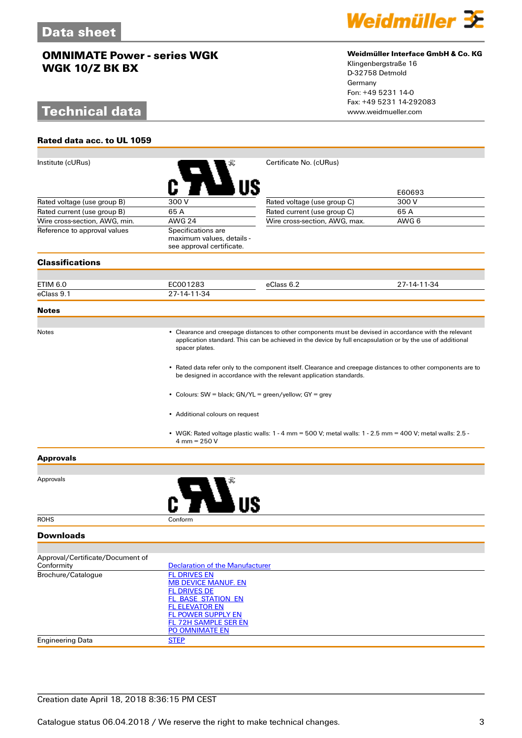# Data sheet

## OMNIMATE Power - series WGK
## WGK 10/Z BK BX

**Weidmüller Interface GmbH & Co. KG**
Klingenbergstraße 16
D-32758 Detmold
Germany
Fon: +49 5231 14-0
Fax: +49 5231 14-292083
www.weidmueller.com

# Technical data

### Rated data acc. to UL 1059

| | | | |
|---|---|---|---|
| Institute (cURus) | | Certificate No. (cURus) | E60693 |
| Rated voltage (use group B) | 300 V | Rated voltage (use group C) | 300 V |
| Rated current (use group B) | 65 A | Rated current (use group C) | 65 A |
| Wire cross-section, AWG, min. | AWG 24 | Wire cross-section, AWG, max. | AWG 6 |
| Reference to approval values | Specifications are maximum values, details - see approval certificate. | | |

### Classifications

| | | | |
|---|---|---|---|
| ETIM 6.0 | EC001283 | eClass 6.2 | 27-14-11-34 |
| eClass 9.1 | 27-14-11-34 | | |

### Notes

Notes

- Clearance and creepage distances to other components must be devised in accordance with the relevant application standard. This can be achieved in the device by full encapsulation or by the use of additional spacer plates.
- Rated data refer only to the component itself. Clearance and creepage distances to other components are to be designed in accordance with the relevant application standards.
- Colours: SW = black; GN/YL = green/yellow; GY = grey
- Additional colours on request
- WGK: Rated voltage plastic walls: 1 - 4 mm = 500 V; metal walls: 1 - 2.5 mm = 400 V; metal walls: 2.5 - 4 mm = 250 V

### Approvals

| | |
|---|---|
| Approvals | cURus |
| ROHS | Conform |

### Downloads

| | |
|---|---|
| Approval/Certificate/Document of Conformity | Declaration of the Manufacturer |
| Brochure/Catalogue | FL DRIVES EN<br>MB DEVICE MANUF. EN<br>FL DRIVES DE<br>FL_BASE_STATION_EN<br>FL ELEVATOR EN<br>FL POWER SUPPLY EN<br>FL 72H SAMPLE SER EN<br>PO OMNIMATE EN |
| Engineering Data | STEP |

Creation date April 18, 2018 8:36:15 PM CEST

Catalogue status 06.04.2018 / We reserve the right to make technical changes.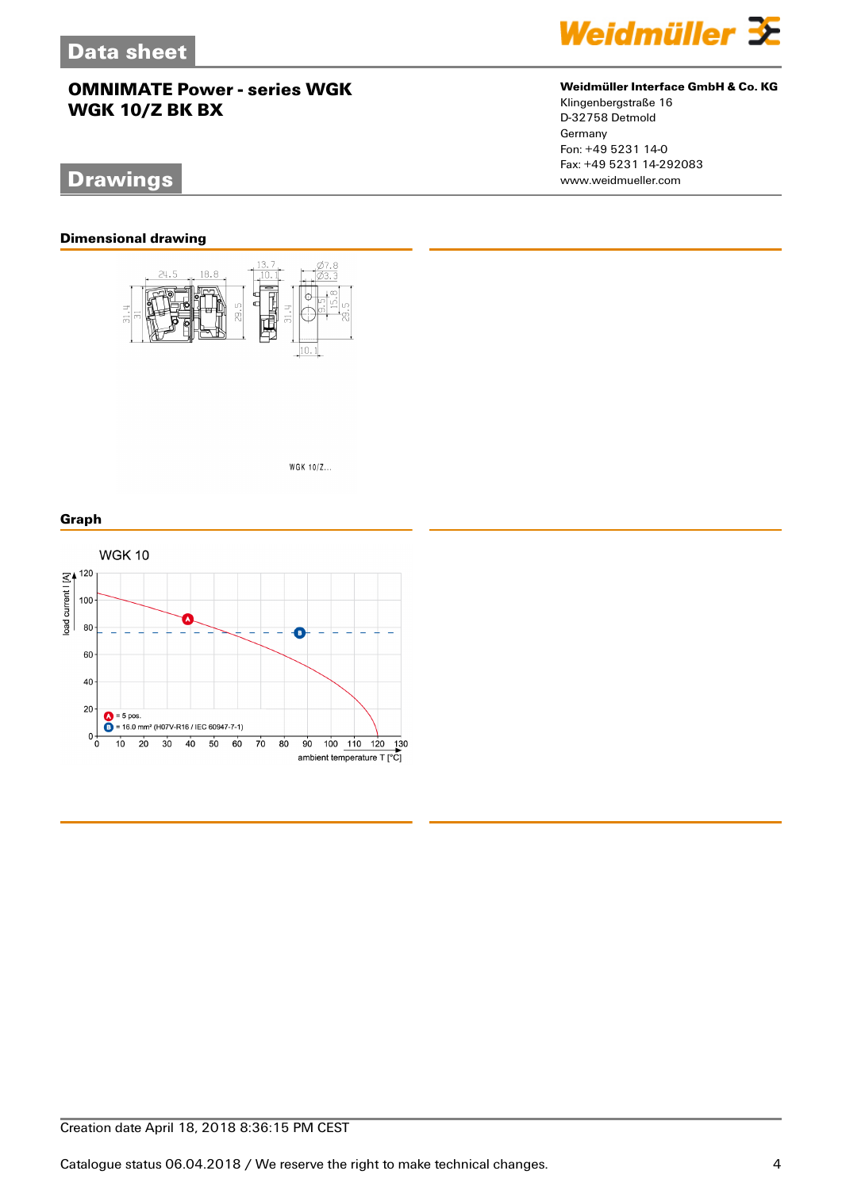# Data sheet

## OMNIMATE Power - series WGK
## WGK 10/Z BK BX

**Weidmüller Interface GmbH & Co. KG**
Klingenbergstraße 16
D-32758 Detmold
Germany
Fon: +49 5231 14-0
Fax: +49 5231 14-292083
www.weidmueller.com

# Drawings

### Dimensional drawing

24.5
18.8
13.7
10.1
Ø7.8
Ø3.3
31.4
31
29.5
31.4
9.5
15.8
29.5
10.1

WGK 10/Z...

### Graph

WGK 10

load current I [A]

120
100
80
60
40
20
0

0 10 20 30 40 50 60 70 80 90 100 110 120 130

ambient temperature T [°C]

A = 5 pos.
B = 16.0 mm² (H07V-R16 / IEC 60947-7-1)

Creation date April 18, 2018 8:36:15 PM CEST

Catalogue status 06.04.2018 / We reserve the right to make technical changes.